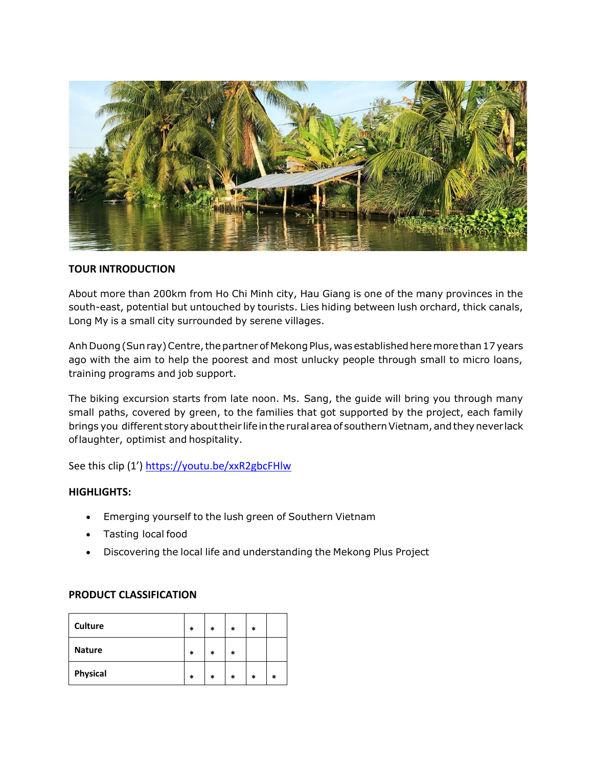## TOUR INTRODUCTION

About more than 200km from Ho Chi Minh city, Hau Giang is one of the many provinces in the south-east, potential but untouched by tourists. Lies hiding between lush orchard, thick canals, Long My is a small city surrounded by serene villages.

Anh Duong (Sun ray) Centre, the partner of Mekong Plus, was established here more than 17 years ago with the aim to help the poorest and most unlucky people through small to micro loans, training programs and job support.

The biking excursion starts from late noon. Ms. Sang, the guide will bring you through many small paths, covered by green, to the families that got supported by the project, each family brings you different story about their life in the rural area of southern Vietnam, and they never lack of laughter, optimist and hospitality.

See this clip (1') https://youtu.be/xxR2gbcFHlw

## HIGHLIGHTS:

- Emerging yourself to the lush green of Southern Vietnam
- Tasting local food
- Discovering the local life and understanding the Mekong Plus Project

## PRODUCT CLASSIFICATION

| | | | | | |
|---|---|---|---|---|---|
| **Culture** | * | * | * | * | |
| **Nature** | * | * | * | | |
| **Physical** | * | * | * | * | * |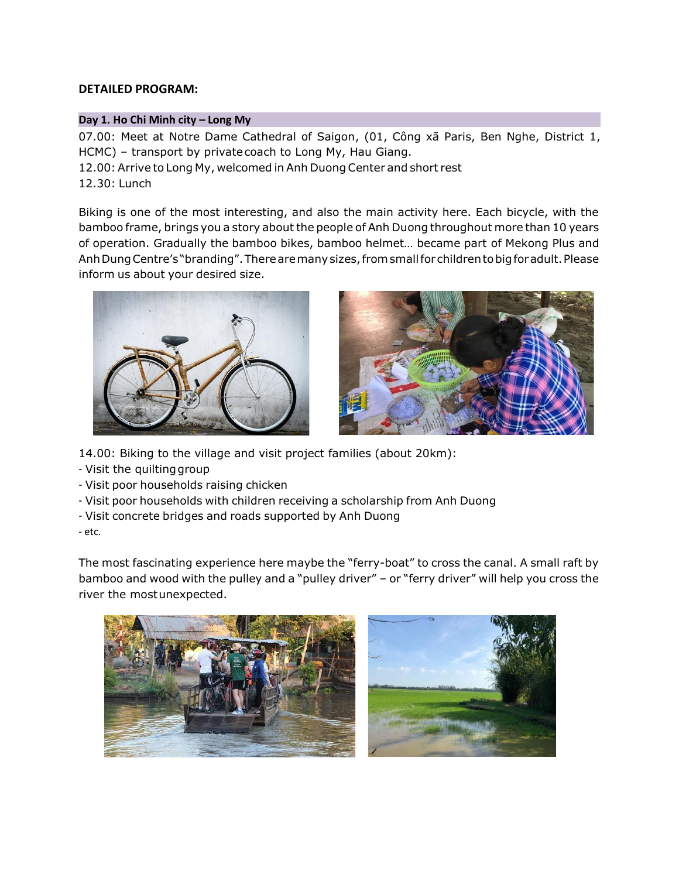**DETAILED PROGRAM:**

**Day 1. Ho Chi Minh city – Long My**

07.00: Meet at Notre Dame Cathedral of Saigon, (01, Công xã Paris, Ben Nghe, District 1, HCMC) – transport by private coach to Long My, Hau Giang.
12.00: Arrive to Long My, welcomed in Anh Duong Center and short rest
12.30: Lunch

Biking is one of the most interesting, and also the main activity here. Each bicycle, with the bamboo frame, brings you a story about the people of Anh Duong throughout more than 10 years of operation. Gradually the bamboo bikes, bamboo helmet… became part of Mekong Plus and Anh Dung Centre's "branding". There are many sizes, from small for children to big for adult. Please inform us about your desired size.

14.00: Biking to the village and visit project families (about 20km):

- Visit the quilting group
- Visit poor households raising chicken
- Visit poor households with children receiving a scholarship from Anh Duong
- Visit concrete bridges and roads supported by Anh Duong
- etc.

The most fascinating experience here maybe the "ferry-boat" to cross the canal. A small raft by bamboo and wood with the pulley and a "pulley driver" – or "ferry driver" will help you cross the river the most unexpected.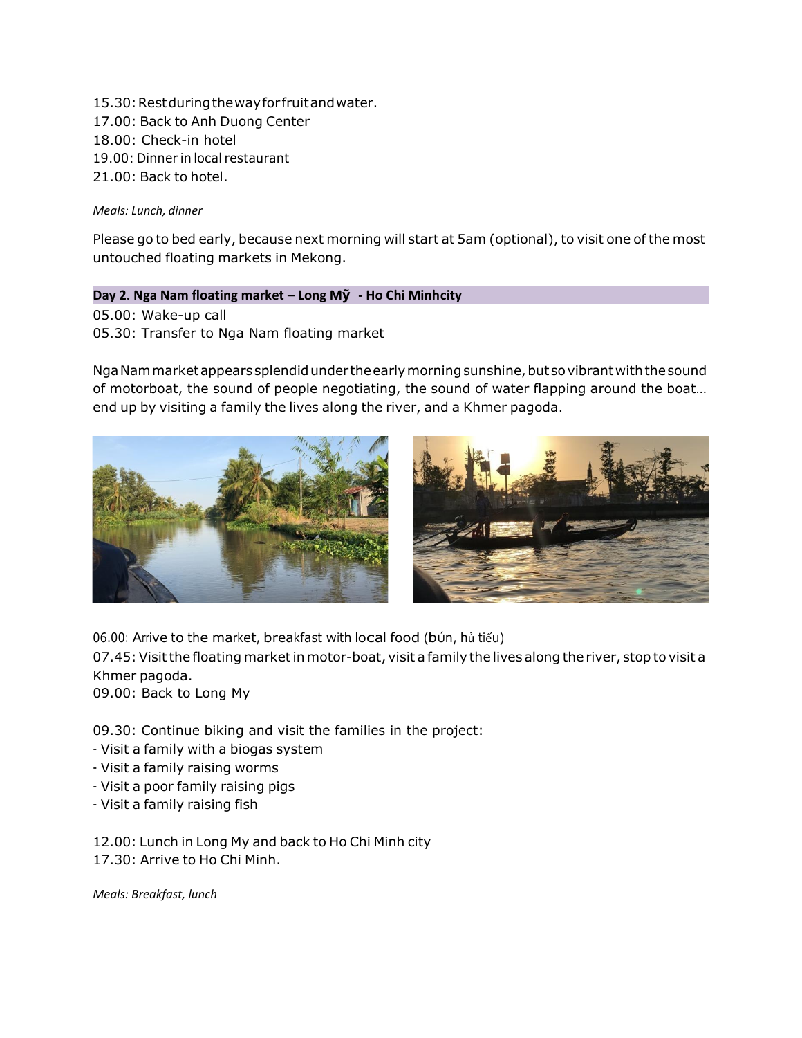15.30: Rest during the way for fruit and water.
17.00: Back to Anh Duong Center
18.00: Check-in hotel
19.00: Dinner in local restaurant
21.00: Back to hotel.

*Meals: Lunch, dinner*

Please go to bed early, because next morning will start at 5am (optional), to visit one of the most untouched floating markets in Mekong.

**Day 2. Nga Nam floating market – Long Mỹ - Ho Chi Minhcity**

05.00: Wake-up call
05.30: Transfer to Nga Nam floating market

Nga Nam market appears splendid under the early morning sunshine, but so vibrant with the sound of motorboat, the sound of people negotiating, the sound of water flapping around the boat… end up by visiting a family the lives along the river, and a Khmer pagoda.

06.00: Arrive to the market, breakfast with local food (bún, hủ tiếu)
07.45: Visit the floating market in motor-boat, visit a family the lives along the river, stop to visit a Khmer pagoda.
09.00: Back to Long My

09.30: Continue biking and visit the families in the project:
- Visit a family with a biogas system
- Visit a family raising worms
- Visit a poor family raising pigs
- Visit a family raising fish

12.00: Lunch in Long My and back to Ho Chi Minh city
17.30: Arrive to Ho Chi Minh.

*Meals: Breakfast, lunch*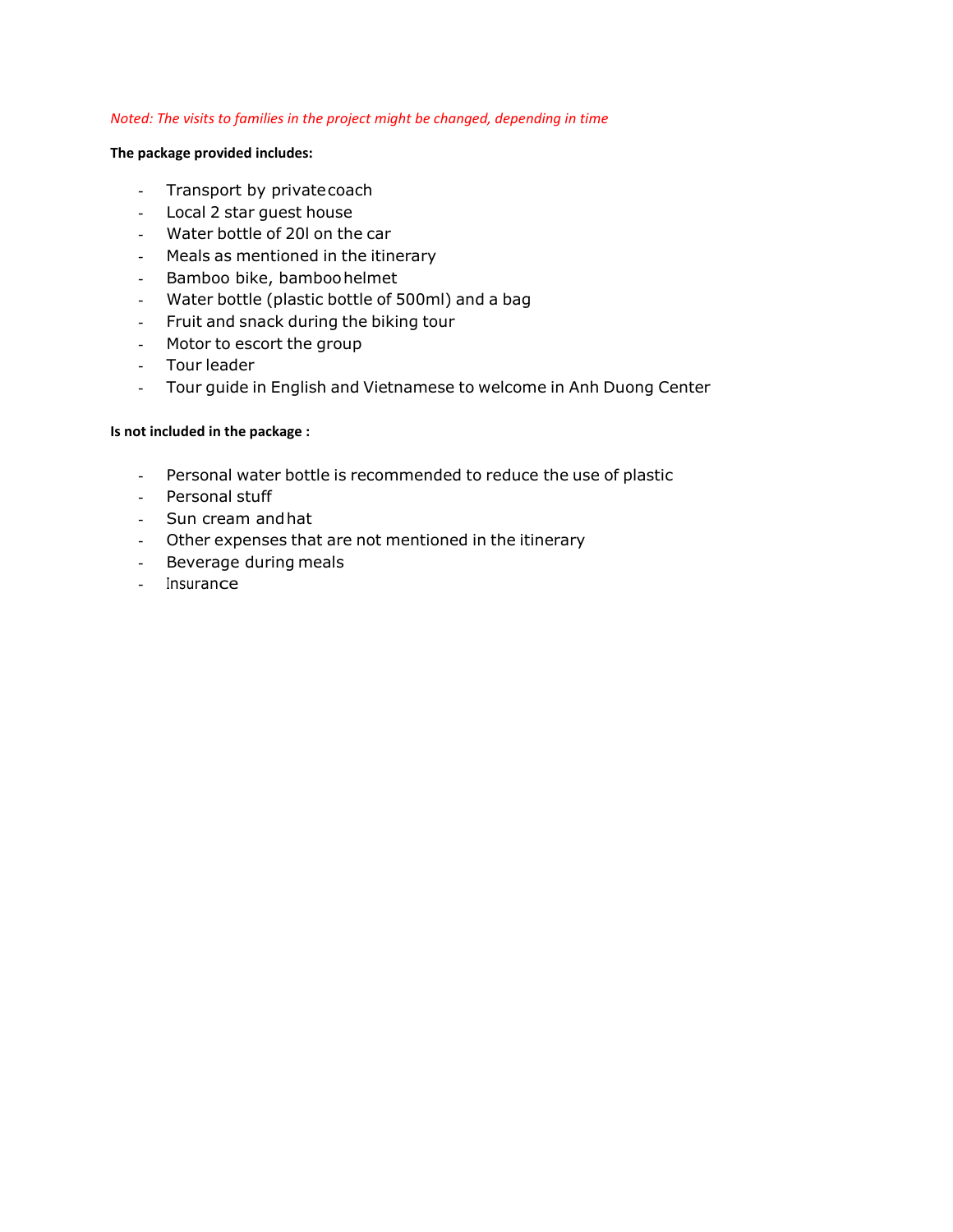*Noted: The visits to families in the project might be changed, depending in time*

**The package provided includes:**

- Transport by private coach
- Local 2 star guest house
- Water bottle of 20l on the car
- Meals as mentioned in the itinerary
- Bamboo bike, bamboo helmet
- Water bottle (plastic bottle of 500ml) and a bag
- Fruit and snack during the biking tour
- Motor to escort the group
- Tour leader
- Tour guide in English and Vietnamese to welcome in Anh Duong Center

**Is not included in the package :**

- Personal water bottle is recommended to reduce the use of plastic
- Personal stuff
- Sun cream and hat
- Other expenses that are not mentioned in the itinerary
- Beverage during meals
- Insurance